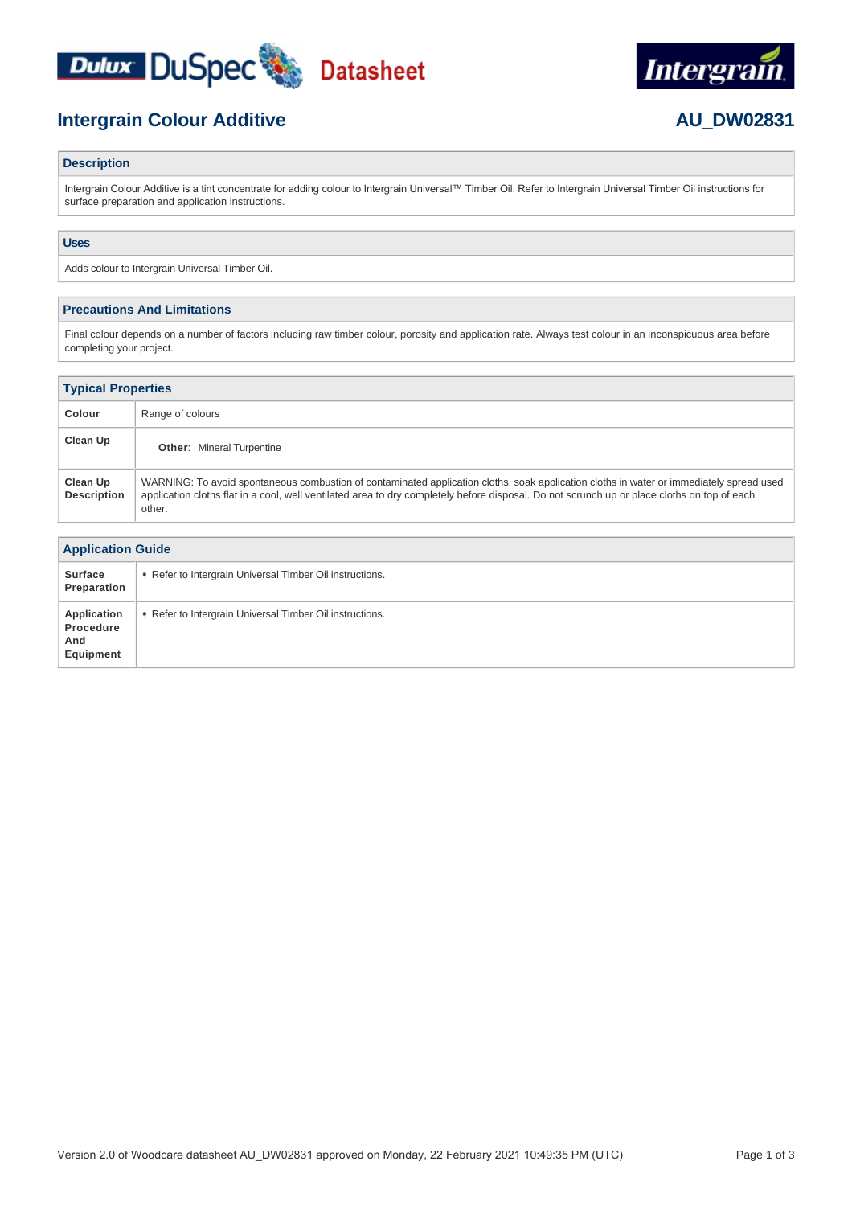Dulux DuSpec Datasheet

Intergrain

# Intergrain Colour Additive

**AU_DW02831**

## Description

Intergrain Colour Additive is a tint concentrate for adding colour to Intergrain Universal™ Timber Oil. Refer to Intergrain Universal Timber Oil instructions for surface preparation and application instructions.

## Uses

Adds colour to Intergrain Universal Timber Oil.

## Precautions And Limitations

Final colour depends on a number of factors including raw timber colour, porosity and application rate. Always test colour in an inconspicuous area before completing your project.

## Typical Properties

| | |
|---|---|
| **Colour** | Range of colours |
| **Clean Up** | **Other**: Mineral Turpentine |
| **Clean Up Description** | WARNING: To avoid spontaneous combustion of contaminated application cloths, soak application cloths in water or immediately spread used application cloths flat in a cool, well ventilated area to dry completely before disposal. Do not scrunch up or place cloths on top of each other. |

## Application Guide

| | |
|---|---|
| **Surface Preparation** | • Refer to Intergrain Universal Timber Oil instructions. |
| **Application Procedure And Equipment** | • Refer to Intergrain Universal Timber Oil instructions. |

Version 2.0 of Woodcare datasheet AU_DW02831 approved on Monday, 22 February 2021 10:49:35 PM (UTC)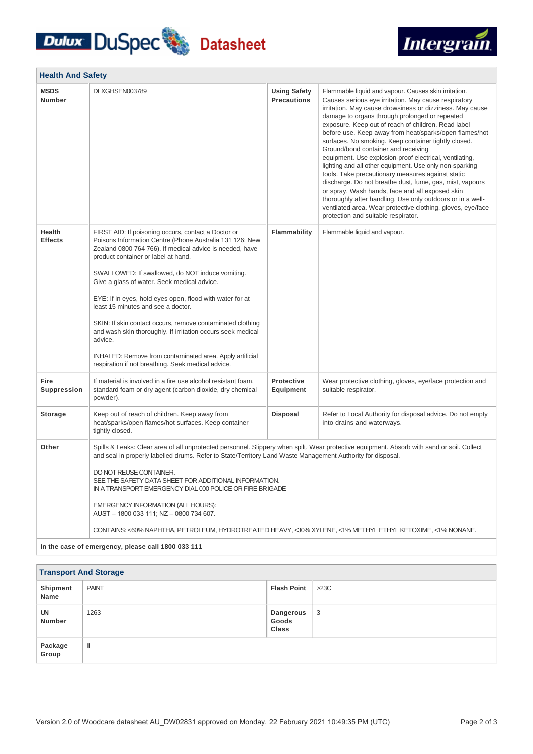## Health And Safety

| | | | |
|---|---|---|---|
| **MSDS Number** | DLXGHSEN003789 | **Using Safety Precautions** | Flammable liquid and vapour. Causes skin irritation. Causes serious eye irritation. May cause respiratory irritation. May cause drowsiness or dizziness. May cause damage to organs through prolonged or repeated exposure. Keep out of reach of children. Read label before use. Keep away from heat/sparks/open flames/hot surfaces. No smoking. Keep container tightly closed. Ground/bond container and receiving equipment. Use explosion-proof electrical, ventilating, lighting and all other equipment. Use only non-sparking tools. Take precautionary measures against static discharge. Do not breathe dust, fume, gas, mist, vapours or spray. Wash hands, face and all exposed skin thoroughly after handling. Use only outdoors or in a well-ventilated area. Wear protective clothing, gloves, eye/face protection and suitable respirator. |
| **Health Effects** | FIRST AID: If poisoning occurs, contact a Doctor or Poisons Information Centre (Phone Australia 131 126; New Zealand 0800 764 766). If medical advice is needed, have product container or label at hand.<br><br>SWALLOWED: If swallowed, do NOT induce vomiting. Give a glass of water. Seek medical advice.<br><br>EYE: If in eyes, hold eyes open, flood with water for at least 15 minutes and see a doctor.<br><br>SKIN: If skin contact occurs, remove contaminated clothing and wash skin thoroughly. If irritation occurs seek medical advice.<br><br>INHALED: Remove from contaminated area. Apply artificial respiration if not breathing. Seek medical advice. | **Flammability** | Flammable liquid and vapour. |
| **Fire Suppression** | If material is involved in a fire use alcohol resistant foam, standard foam or dry agent (carbon dioxide, dry chemical powder). | **Protective Equipment** | Wear protective clothing, gloves, eye/face protection and suitable respirator. |
| **Storage** | Keep out of reach of children. Keep away from heat/sparks/open flames/hot surfaces. Keep container tightly closed. | **Disposal** | Refer to Local Authority for disposal advice. Do not empty into drains and waterways. |
| **Other** | Spills & Leaks: Clear area of all unprotected personnel. Slippery when spilt. Wear protective equipment. Absorb with sand or soil. Collect and seal in properly labelled drums. Refer to State/Territory Land Waste Management Authority for disposal.<br><br>DO NOT REUSE CONTAINER.<br>SEE THE SAFETY DATA SHEET FOR ADDITIONAL INFORMATION.<br>IN A TRANSPORT EMERGENCY DIAL 000 POLICE OR FIRE BRIGADE<br><br>EMERGENCY INFORMATION (ALL HOURS):<br>AUST – 1800 033 111; NZ – 0800 734 607.<br><br>CONTAINS: <60% NAPHTHA, PETROLEUM, HYDROTREATED HEAVY, <30% XYLENE, <1% METHYL ETHYL KETOXIME, <1% NONANE. | | |

**In the case of emergency, please call 1800 033 111**

## Transport And Storage

| | | | |
|---|---|---|---|
| **Shipment Name** | PAINT | **Flash Point** | >23C |
| **UN Number** | 1263 | **Dangerous Goods Class** | 3 |
| **Package Group** | II | | |

Version 2.0 of Woodcare datasheet AU_DW02831 approved on Monday, 22 February 2021 10:49:35 PM (UTC)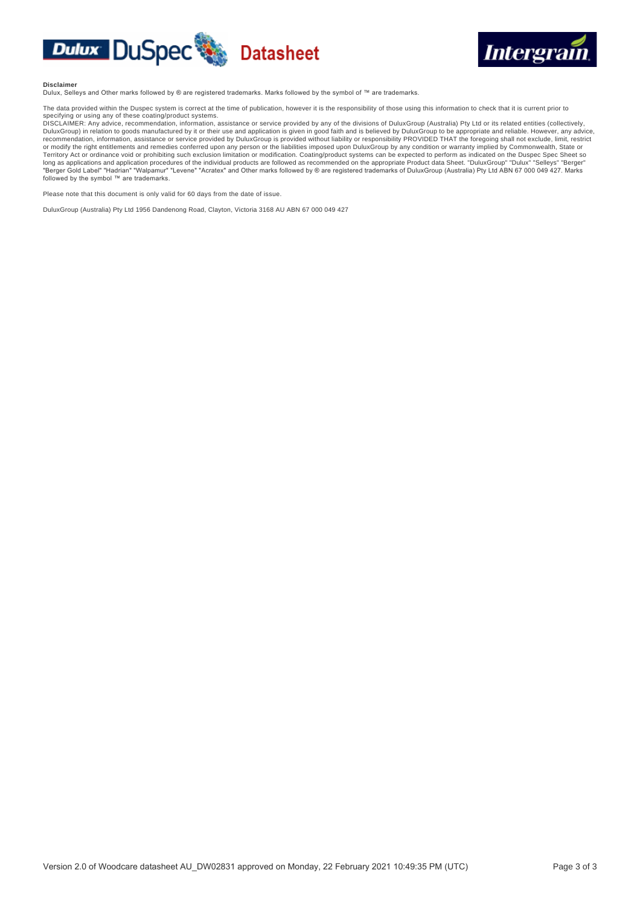**Disclaimer**

Dulux, Selleys and Other marks followed by ® are registered trademarks. Marks followed by the symbol of ™ are trademarks.

The data provided within the Duspec system is correct at the time of publication, however it is the responsibility of those using this information to check that it is current prior to specifying or using any of these coating/product systems.
DISCLAIMER: Any advice, recommendation, information, assistance or service provided by any of the divisions of DuluxGroup (Australia) Pty Ltd or its related entities (collectively, DuluxGroup) in relation to goods manufactured by it or their use and application is given in good faith and is believed by DuluxGroup to be appropriate and reliable. However, any advice, recommendation, information, assistance or service provided by DuluxGroup is provided without liability or responsibility PROVIDED THAT the foregoing shall not exclude, limit, restrict or modify the right entitlements and remedies conferred upon any person or the liabilities imposed upon DuluxGroup by any condition or warranty implied by Commonwealth, State or Territory Act or ordinance void or prohibiting such exclusion limitation or modification. Coating/product systems can be expected to perform as indicated on the Duspec Spec Sheet so long as applications and application procedures of the individual products are followed as recommended on the appropriate Product data Sheet. "DuluxGroup" "Dulux" "Selleys" "Berger" "Berger Gold Label" "Hadrian" "Walpamur" "Levene" "Acratex" and Other marks followed by ® are registered trademarks of DuluxGroup (Australia) Pty Ltd ABN 67 000 049 427. Marks followed by the symbol ™ are trademarks.

Please note that this document is only valid for 60 days from the date of issue.

DuluxGroup (Australia) Pty Ltd 1956 Dandenong Road, Clayton, Victoria 3168 AU ABN 67 000 049 427